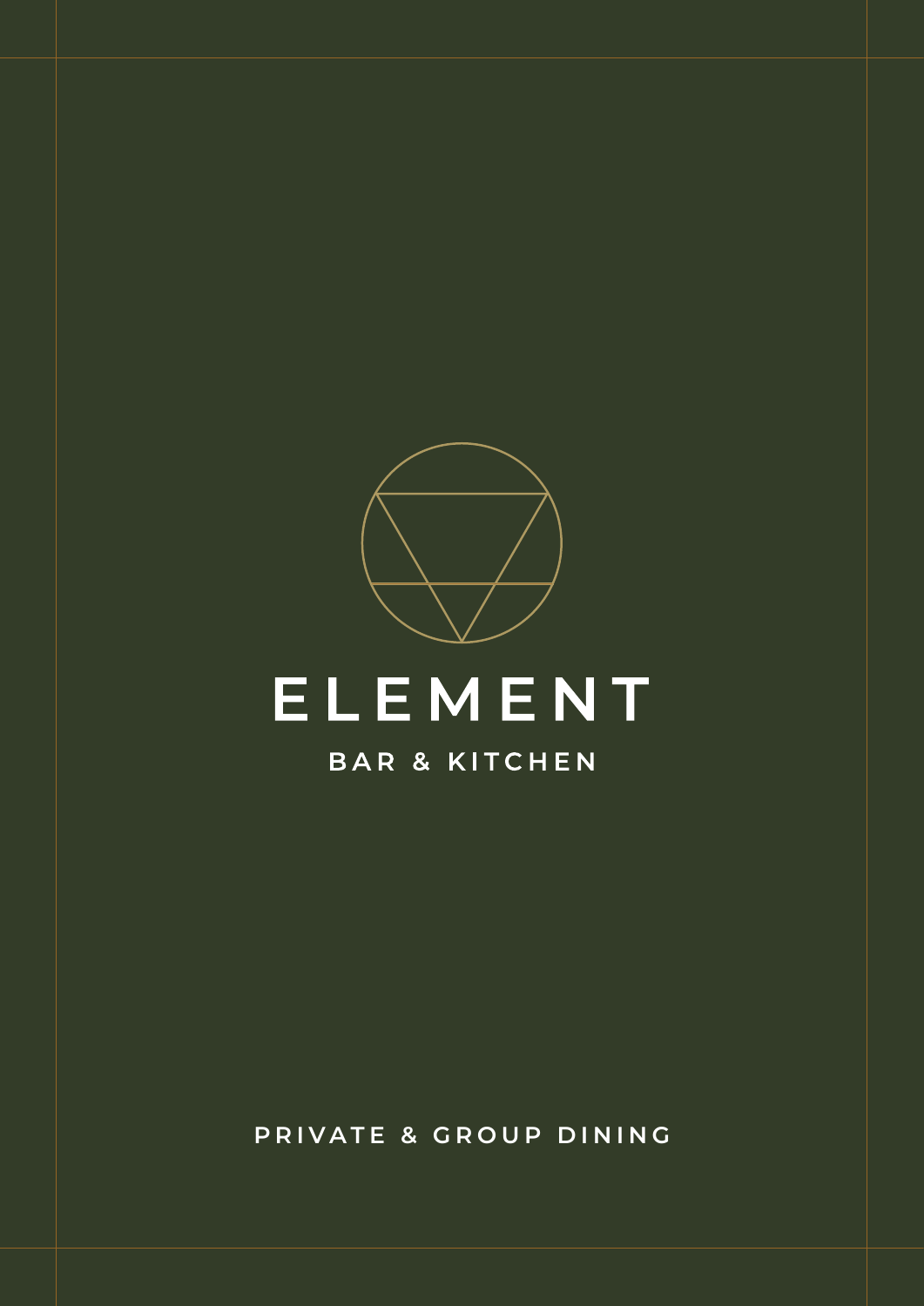# ELEMENT

## BAR & KITCHEN

PRIVATE & GROUP DINING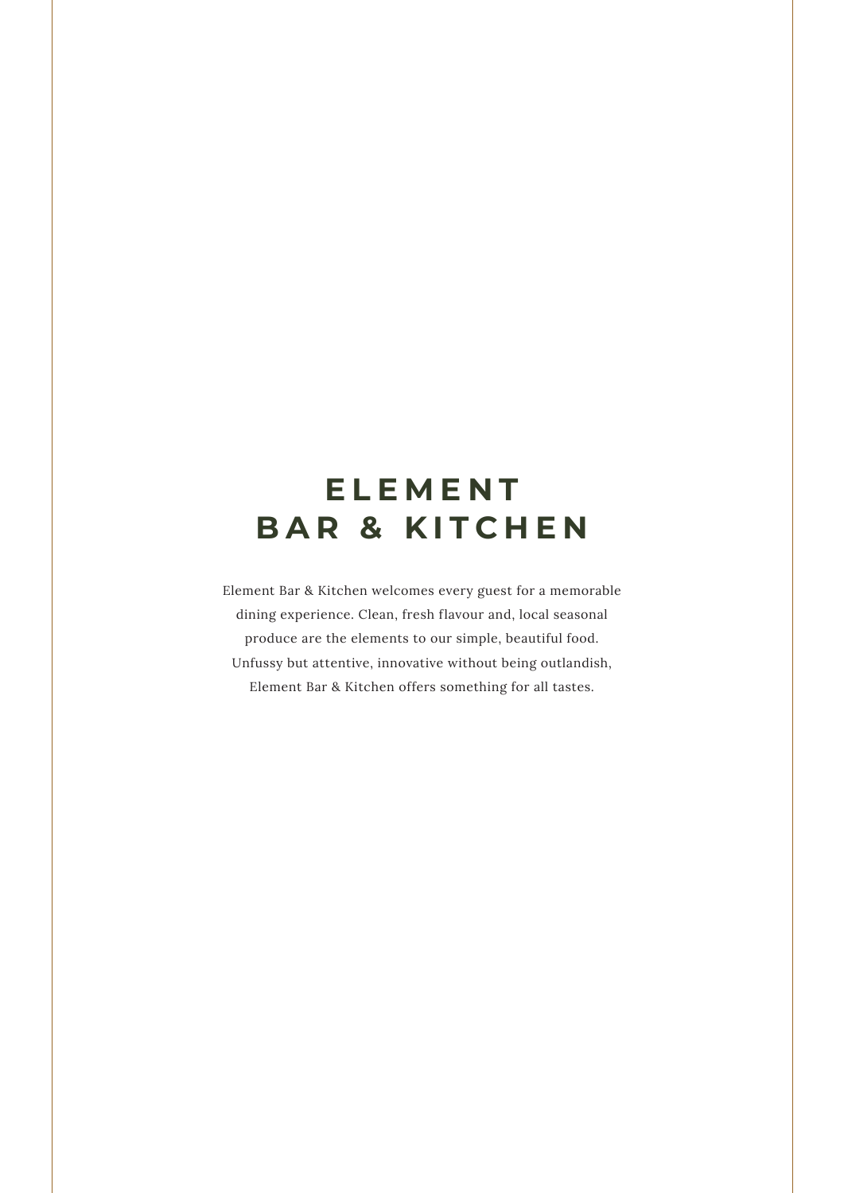# ELEMENT BAR & KITCHEN

Element Bar & Kitchen welcomes every guest for a memorable dining experience. Clean, fresh flavour and, local seasonal produce are the elements to our simple, beautiful food. Unfussy but attentive, innovative without being outlandish, Element Bar & Kitchen offers something for all tastes.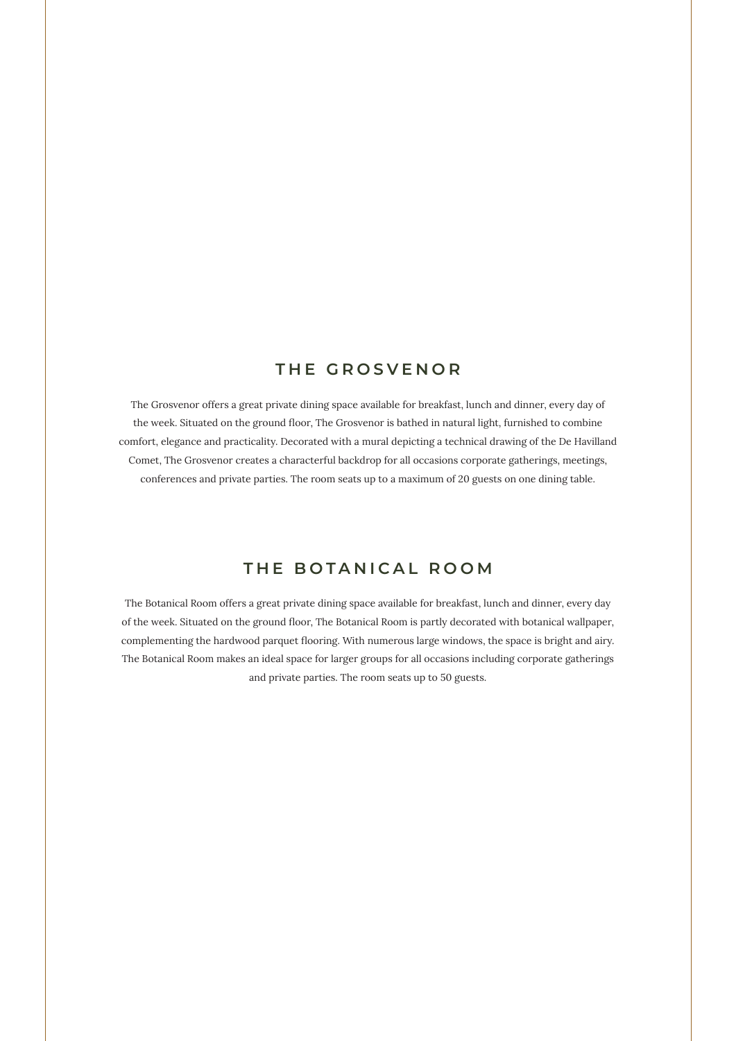## THE GROSVENOR

The Grosvenor offers a great private dining space available for breakfast, lunch and dinner, every day of the week. Situated on the ground floor, The Grosvenor is bathed in natural light, furnished to combine comfort, elegance and practicality. Decorated with a mural depicting a technical drawing of the De Havilland Comet, The Grosvenor creates a characterful backdrop for all occasions corporate gatherings, meetings, conferences and private parties. The room seats up to a maximum of 20 guests on one dining table.

## THE BOTANICAL ROOM

The Botanical Room offers a great private dining space available for breakfast, lunch and dinner, every day of the week. Situated on the ground floor, The Botanical Room is partly decorated with botanical wallpaper, complementing the hardwood parquet flooring. With numerous large windows, the space is bright and airy. The Botanical Room makes an ideal space for larger groups for all occasions including corporate gatherings and private parties. The room seats up to 50 guests.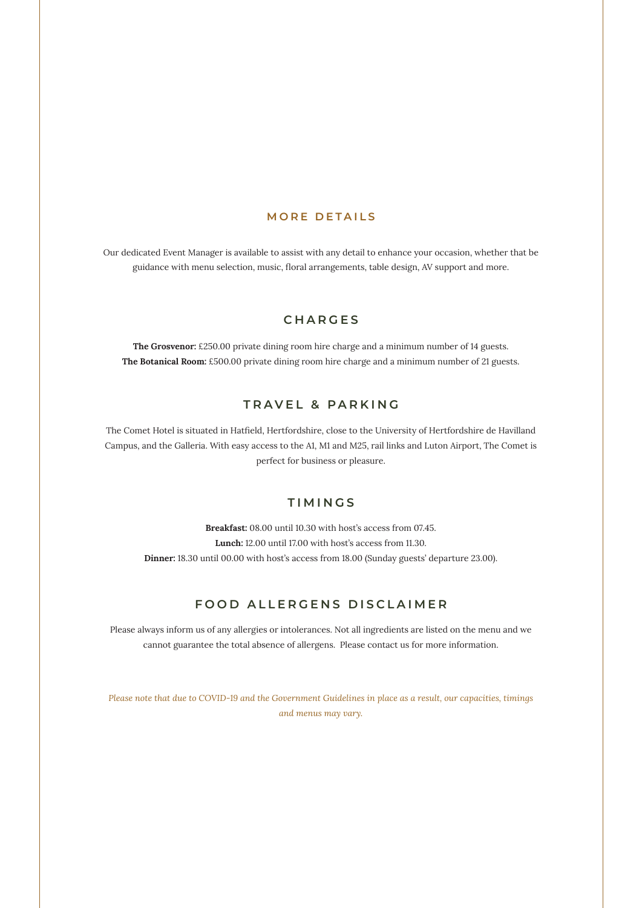## MORE DETAILS

Our dedicated Event Manager is available to assist with any detail to enhance your occasion, whether that be guidance with menu selection, music, floral arrangements, table design, AV support and more.

## CHARGES

**The Grosvenor:** £250.00 private dining room hire charge and a minimum number of 14 guests.
**The Botanical Room:** £500.00 private dining room hire charge and a minimum number of 21 guests.

## TRAVEL & PARKING

The Comet Hotel is situated in Hatfield, Hertfordshire, close to the University of Hertfordshire de Havilland Campus, and the Galleria. With easy access to the A1, M1 and M25, rail links and Luton Airport, The Comet is perfect for business or pleasure.

## TIMINGS

**Breakfast:** 08.00 until 10.30 with host's access from 07.45.
**Lunch:** 12.00 until 17.00 with host's access from 11.30.
**Dinner:** 18.30 until 00.00 with host's access from 18.00 (Sunday guests' departure 23.00).

## FOOD ALLERGENS DISCLAIMER

Please always inform us of any allergies or intolerances. Not all ingredients are listed on the menu and we cannot guarantee the total absence of allergens. Please contact us for more information.

*Please note that due to COVID-19 and the Government Guidelines in place as a result, our capacities, timings and menus may vary.*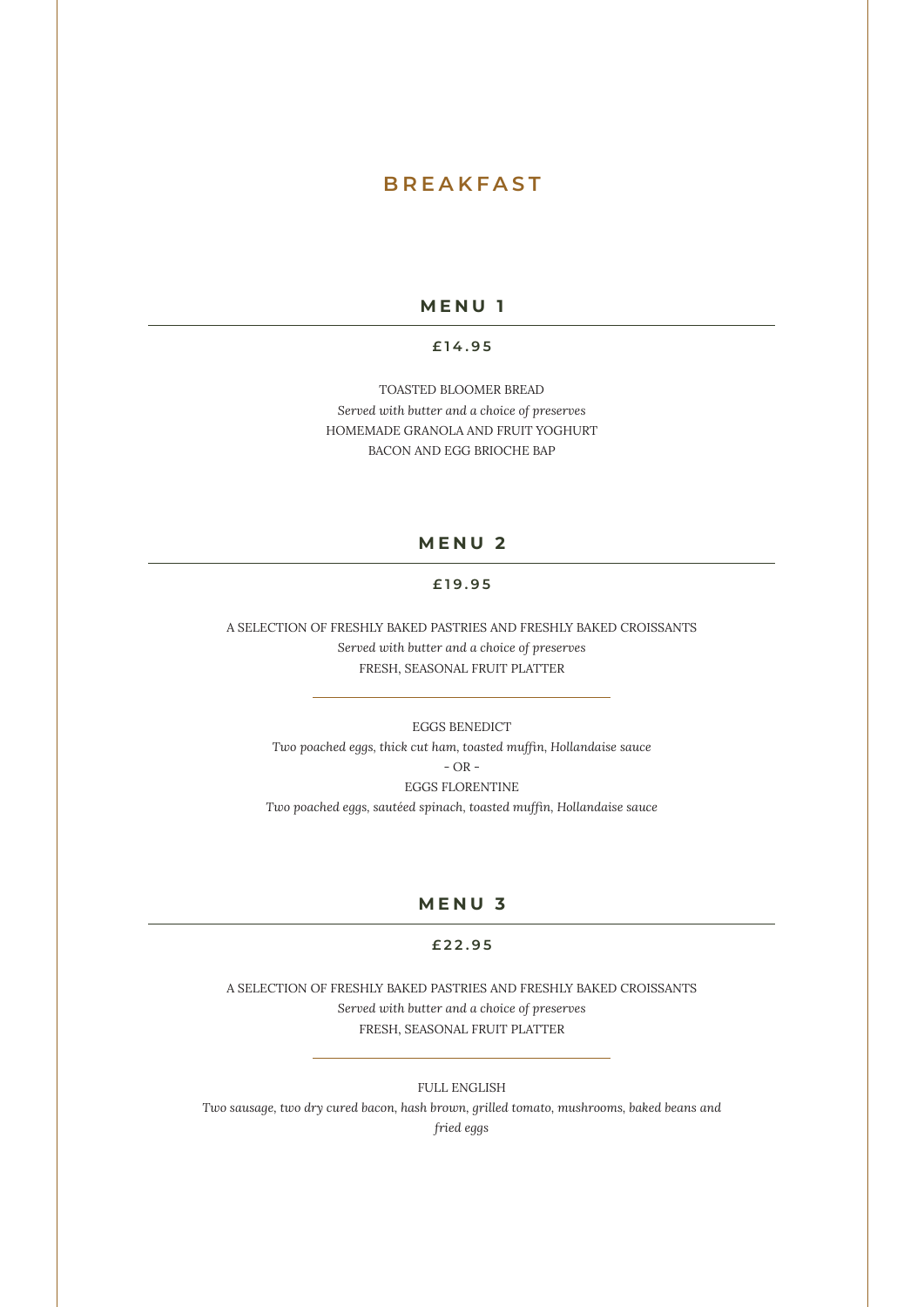# BREAKFAST

## MENU 1

**£14.95**

TOASTED BLOOMER BREAD
*Served with butter and a choice of preserves*
HOMEMADE GRANOLA AND FRUIT YOGHURT
BACON AND EGG BRIOCHE BAP

## MENU 2

**£19.95**

A SELECTION OF FRESHLY BAKED PASTRIES AND FRESHLY BAKED CROISSANTS
*Served with butter and a choice of preserves*
FRESH, SEASONAL FRUIT PLATTER

---

EGGS BENEDICT
*Two poached eggs, thick cut ham, toasted muffin, Hollandaise sauce*
- OR -
EGGS FLORENTINE
*Two poached eggs, sautéed spinach, toasted muffin, Hollandaise sauce*

## MENU 3

**£22.95**

A SELECTION OF FRESHLY BAKED PASTRIES AND FRESHLY BAKED CROISSANTS
*Served with butter and a choice of preserves*
FRESH, SEASONAL FRUIT PLATTER

---

FULL ENGLISH
*Two sausage, two dry cured bacon, hash brown, grilled tomato, mushrooms, baked beans and fried eggs*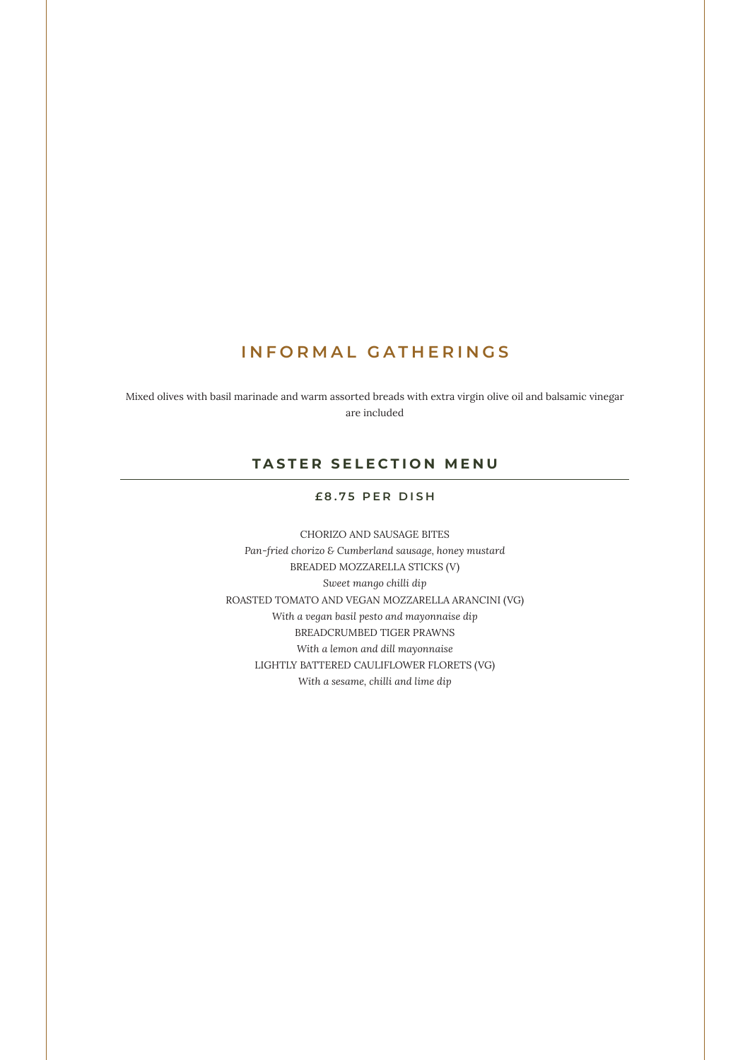# INFORMAL GATHERINGS

Mixed olives with basil marinade and warm assorted breads with extra virgin olive oil and balsamic vinegar are included

## TASTER SELECTION MENU

### £8.75 PER DISH

CHORIZO AND SAUSAGE BITES
*Pan-fried chorizo & Cumberland sausage, honey mustard*

BREADED MOZZARELLA STICKS (V)
*Sweet mango chilli dip*

ROASTED TOMATO AND VEGAN MOZZARELLA ARANCINI (VG)
*With a vegan basil pesto and mayonnaise dip*

BREADCRUMBED TIGER PRAWNS
*With a lemon and dill mayonnaise*

LIGHTLY BATTERED CAULIFLOWER FLORETS (VG)
*With a sesame, chilli and lime dip*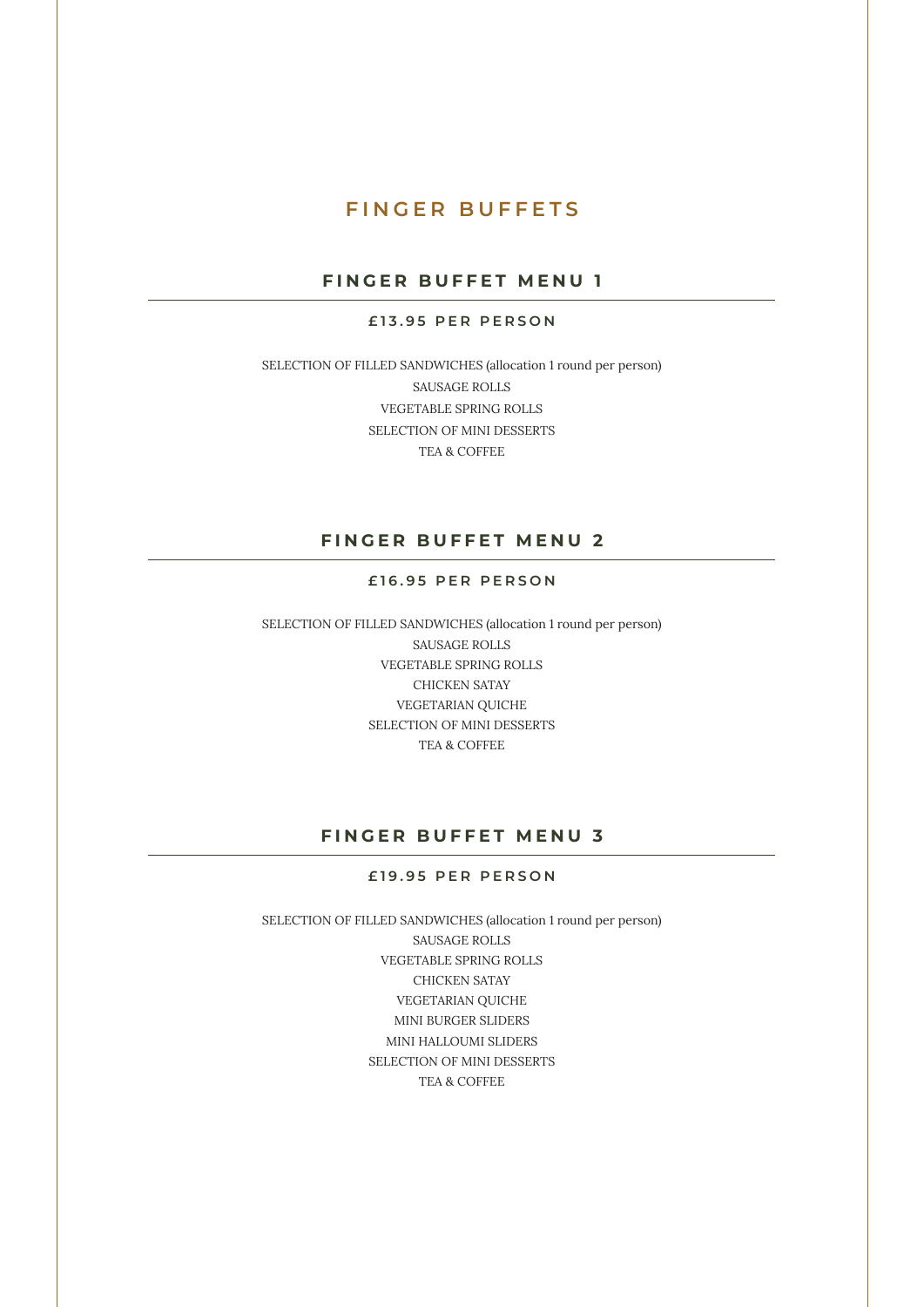# FINGER BUFFETS

## FINGER BUFFET MENU 1

**£13.95 PER PERSON**

SELECTION OF FILLED SANDWICHES (allocation 1 round per person)
SAUSAGE ROLLS
VEGETABLE SPRING ROLLS
SELECTION OF MINI DESSERTS
TEA & COFFEE

## FINGER BUFFET MENU 2

**£16.95 PER PERSON**

SELECTION OF FILLED SANDWICHES (allocation 1 round per person)
SAUSAGE ROLLS
VEGETABLE SPRING ROLLS
CHICKEN SATAY
VEGETARIAN QUICHE
SELECTION OF MINI DESSERTS
TEA & COFFEE

## FINGER BUFFET MENU 3

**£19.95 PER PERSON**

SELECTION OF FILLED SANDWICHES (allocation 1 round per person)
SAUSAGE ROLLS
VEGETABLE SPRING ROLLS
CHICKEN SATAY
VEGETARIAN QUICHE
MINI BURGER SLIDERS
MINI HALLOUMI SLIDERS
SELECTION OF MINI DESSERTS
TEA & COFFEE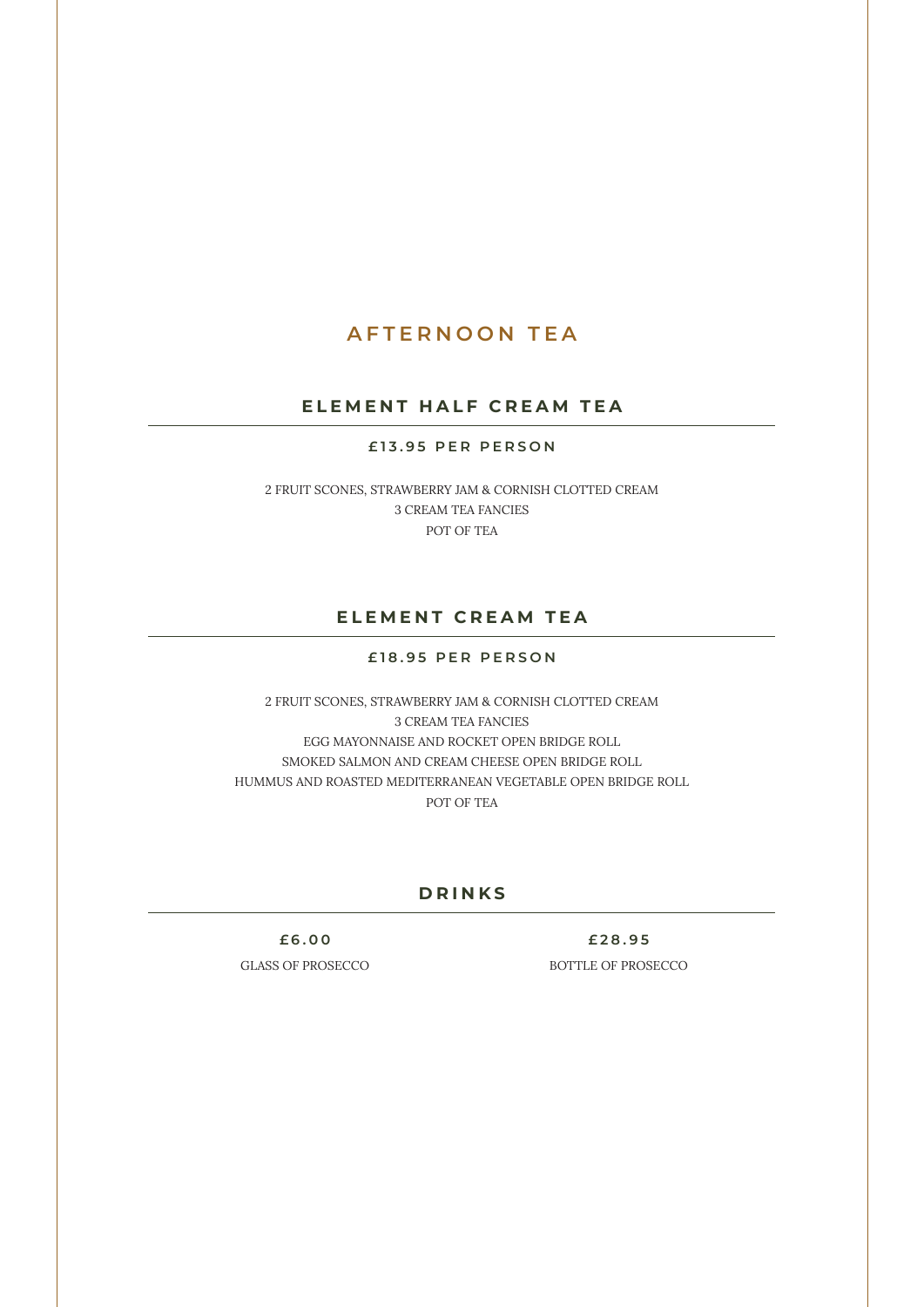# AFTERNOON TEA

## ELEMENT HALF CREAM TEA

**£13.95 PER PERSON**

2 FRUIT SCONES, STRAWBERRY JAM & CORNISH CLOTTED CREAM
3 CREAM TEA FANCIES
POT OF TEA

## ELEMENT CREAM TEA

**£18.95 PER PERSON**

2 FRUIT SCONES, STRAWBERRY JAM & CORNISH CLOTTED CREAM
3 CREAM TEA FANCIES
EGG MAYONNAISE AND ROCKET OPEN BRIDGE ROLL
SMOKED SALMON AND CREAM CHEESE OPEN BRIDGE ROLL
HUMMUS AND ROASTED MEDITERRANEAN VEGETABLE OPEN BRIDGE ROLL
POT OF TEA

## DRINKS

**£6.00**
GLASS OF PROSECCO

**£28.95**
BOTTLE OF PROSECCO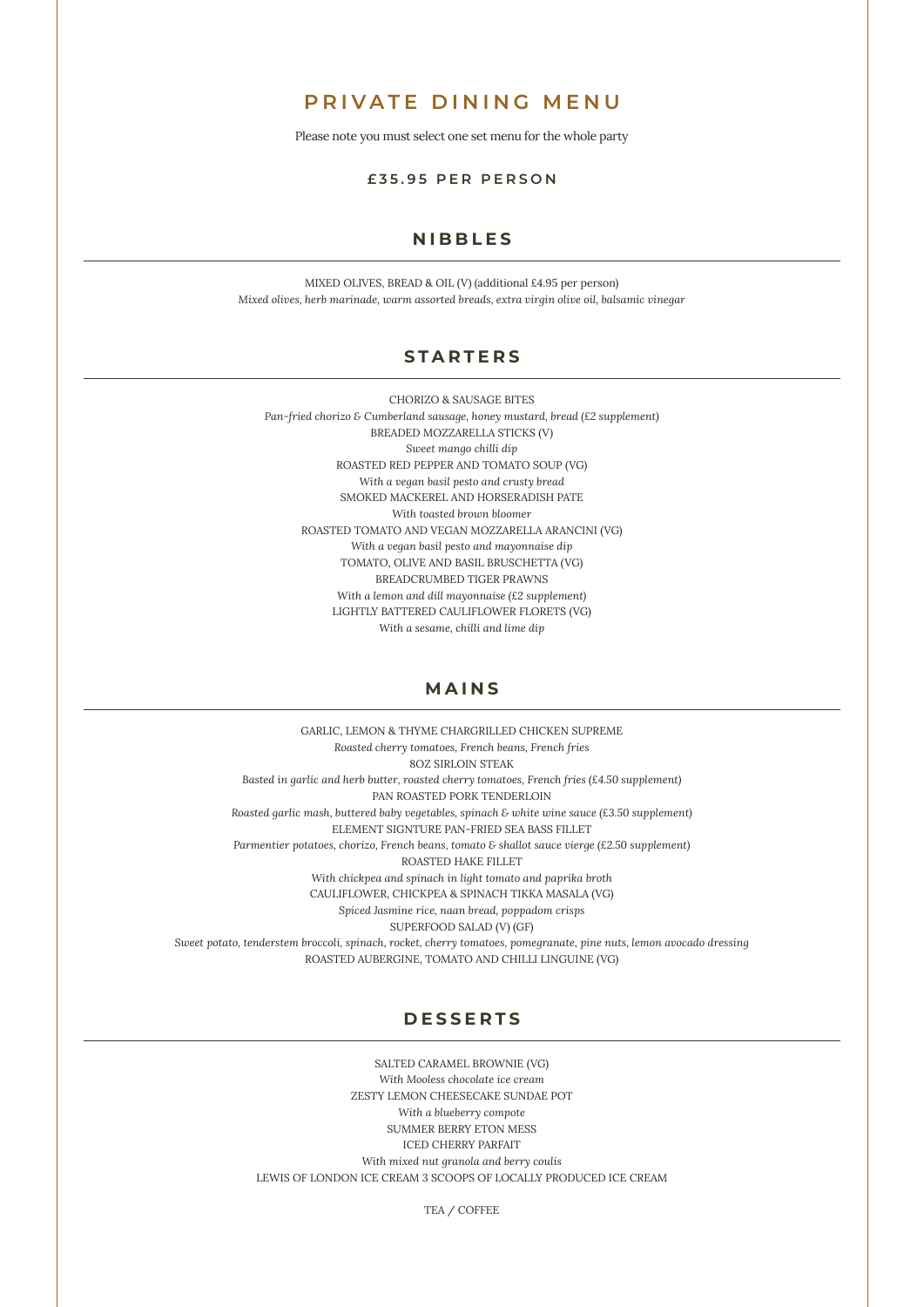# PRIVATE DINING MENU

Please note you must select one set menu for the whole party

**£35.95 PER PERSON**

## NIBBLES

MIXED OLIVES, BREAD & OIL (V) (additional £4.95 per person)
*Mixed olives, herb marinade, warm assorted breads, extra virgin olive oil, balsamic vinegar*

## STARTERS

CHORIZO & SAUSAGE BITES
*Pan-fried chorizo & Cumberland sausage, honey mustard, bread (£2 supplement)*
BREADED MOZZARELLA STICKS (V)
*Sweet mango chilli dip*
ROASTED RED PEPPER AND TOMATO SOUP (VG)
*With a vegan basil pesto and crusty bread*
SMOKED MACKEREL AND HORSERADISH PATE
*With toasted brown bloomer*
ROASTED TOMATO AND VEGAN MOZZARELLA ARANCINI (VG)
*With a vegan basil pesto and mayonnaise dip*
TOMATO, OLIVE AND BASIL BRUSCHETTA (VG)
BREADCRUMBED TIGER PRAWNS
*With a lemon and dill mayonnaise (£2 supplement)*
LIGHTLY BATTERED CAULIFLOWER FLORETS (VG)
*With a sesame, chilli and lime dip*

## MAINS

GARLIC, LEMON & THYME CHARGRILLED CHICKEN SUPREME
*Roasted cherry tomatoes, French beans, French fries*
8OZ SIRLOIN STEAK
*Basted in garlic and herb butter, roasted cherry tomatoes, French fries (£4.50 supplement)*
PAN ROASTED PORK TENDERLOIN
*Roasted garlic mash, buttered baby vegetables, spinach & white wine sauce (£3.50 supplement)*
ELEMENT SIGNTURE PAN-FRIED SEA BASS FILLET
*Parmentier potatoes, chorizo, French beans, tomato & shallot sauce vierge (£2.50 supplement)*
ROASTED HAKE FILLET
*With chickpea and spinach in light tomato and paprika broth*
CAULIFLOWER, CHICKPEA & SPINACH TIKKA MASALA (VG)
*Spiced Jasmine rice, naan bread, poppadom crisps*
SUPERFOOD SALAD (V) (GF)
*Sweet potato, tenderstem broccoli, spinach, rocket, cherry tomatoes, pomegranate, pine nuts, lemon avocado dressing*
ROASTED AUBERGINE, TOMATO AND CHILLI LINGUINE (VG)

## DESSERTS

SALTED CARAMEL BROWNIE (VG)
*With Mooless chocolate ice cream*
ZESTY LEMON CHEESECAKE SUNDAE POT
*With a blueberry compote*
SUMMER BERRY ETON MESS
ICED CHERRY PARFAIT
*With mixed nut granola and berry coulis*
LEWIS OF LONDON ICE CREAM 3 SCOOPS OF LOCALLY PRODUCED ICE CREAM

TEA / COFFEE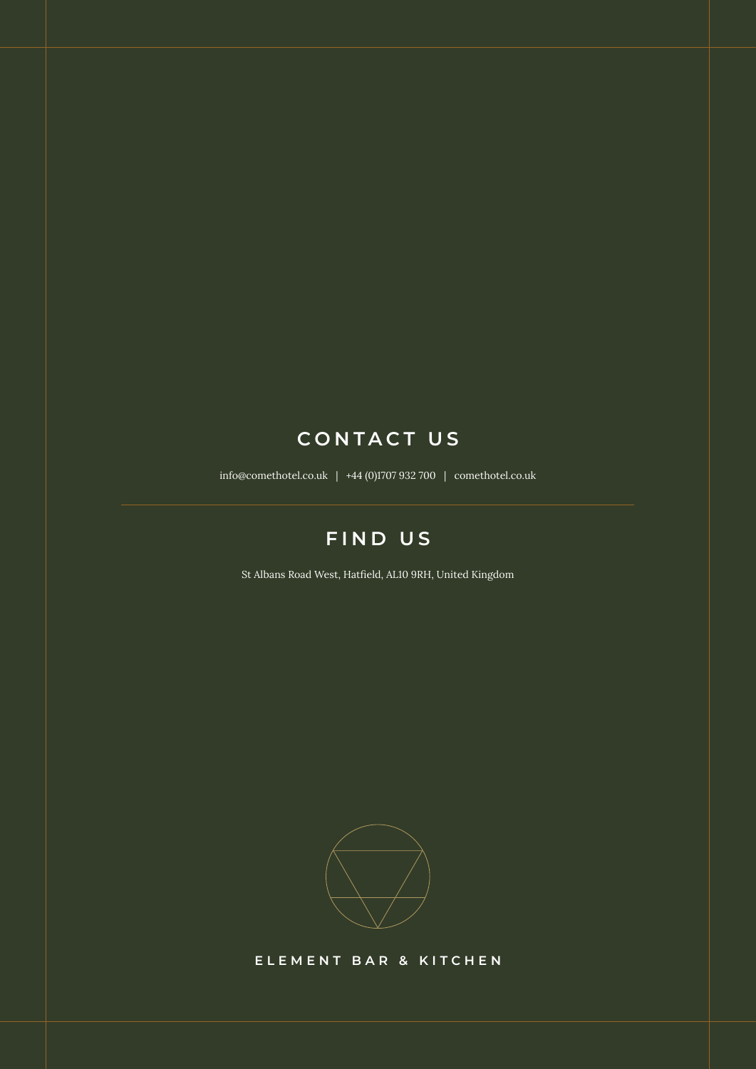## CONTACT US

info@comethotel.co.uk | +44 (0)1707 932 700 | comethotel.co.uk

## FIND US

St Albans Road West, Hatfield, AL10 9RH, United Kingdom

ELEMENT BAR & KITCHEN